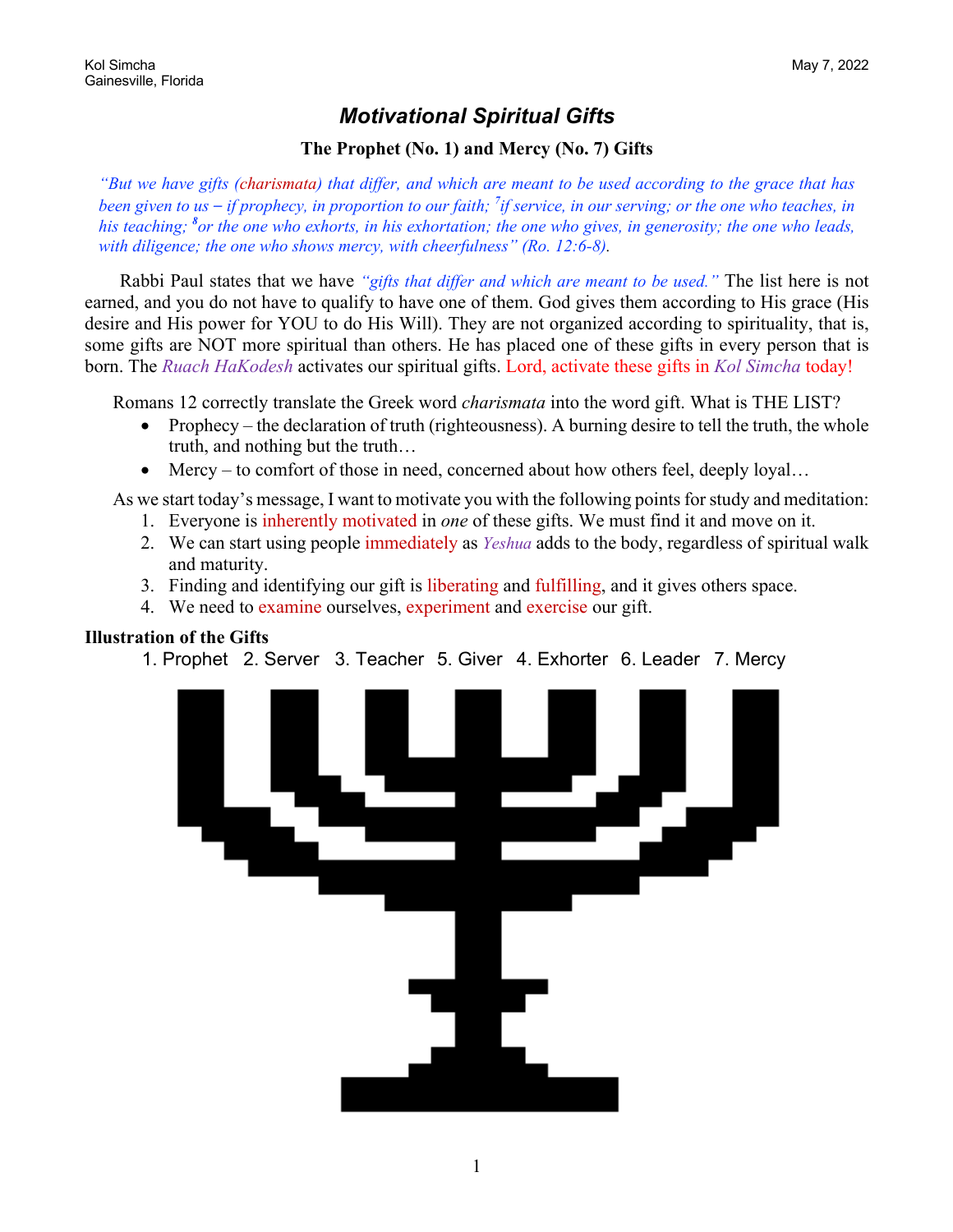Kol Simcha
Gainesville, Florida

May 7, 2022

# *Motivational Spiritual Gifts*

### The Prophet (No. 1) and Mercy (No. 7) Gifts

*"But we have gifts (charismata) that differ, and which are meant to be used according to the grace that has been given to us – if prophecy, in proportion to our faith; [7]if service, in our serving; or the one who teaches, in his teaching; [8]or the one who exhorts, in his exhortation; the one who gives, in generosity; the one who leads, with diligence; the one who shows mercy, with cheerfulness" (Ro. 12:6-8).*

Rabbi Paul states that we have *"gifts that differ and which are meant to be used."* The list here is not earned, and you do not have to qualify to have one of them. God gives them according to His grace (His desire and His power for YOU to do His Will). They are not organized according to spirituality, that is, some gifts are NOT more spiritual than others. He has placed one of these gifts in every person that is born. The *Ruach HaKodesh* activates our spiritual gifts. Lord, activate these gifts in *Kol Simcha* today!

Romans 12 correctly translate the Greek word *charismata* into the word gift. What is THE LIST?

- Prophecy – the declaration of truth (righteousness). A burning desire to tell the truth, the whole truth, and nothing but the truth…
- Mercy – to comfort of those in need, concerned about how others feel, deeply loyal…

As we start today's message, I want to motivate you with the following points for study and meditation:

1. Everyone is inherently motivated in *one* of these gifts. We must find it and move on it.
2. We can start using people immediately as *Yeshua* adds to the body, regardless of spiritual walk and maturity.
3. Finding and identifying our gift is liberating and fulfilling, and it gives others space.
4. We need to examine ourselves, experiment and exercise our gift.

**Illustration of the Gifts**

1. Prophet   2. Server   3. Teacher   5. Giver   4. Exhorter   6. Leader   7. Mercy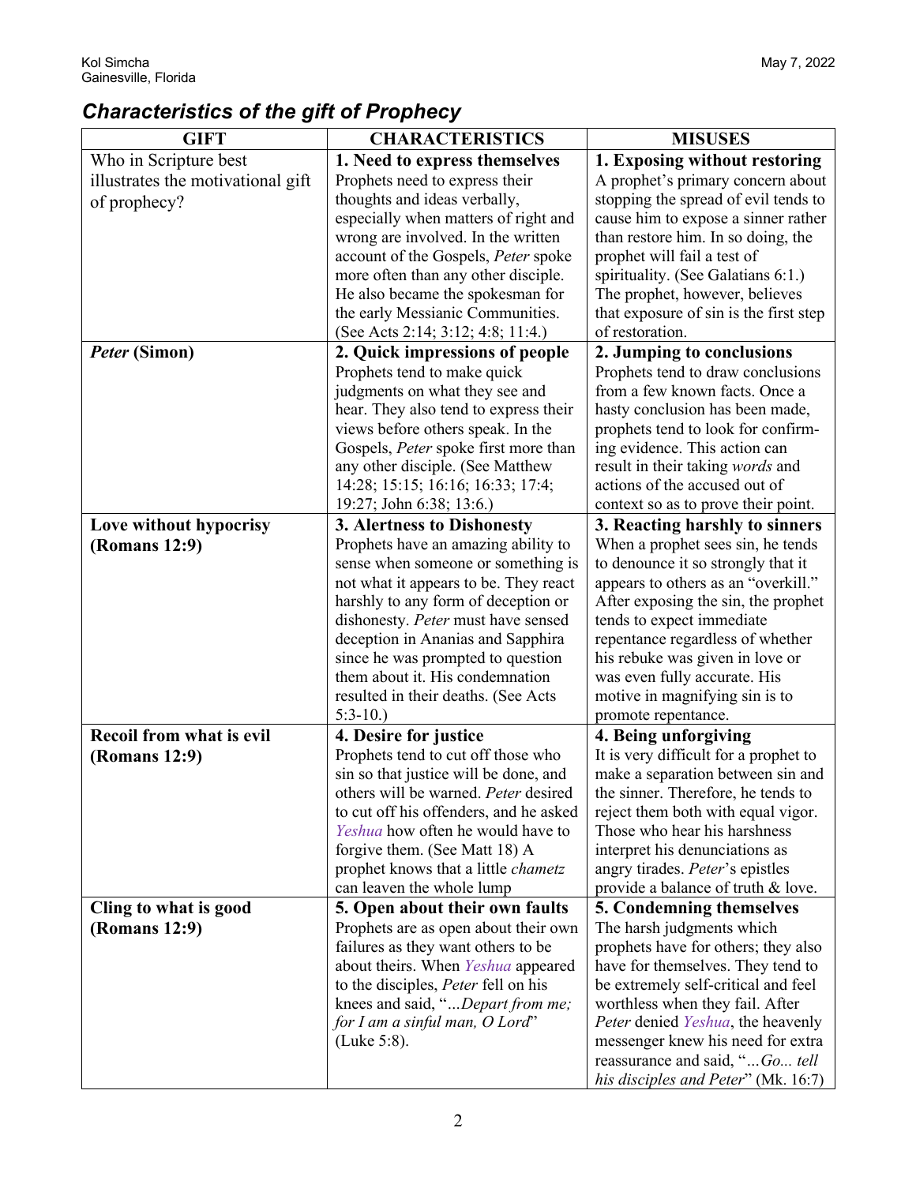## *Characteristics of the gift of Prophecy*

| GIFT | CHARACTERISTICS | MISUSES |
|---|---|---|
| Who in Scripture best illustrates the motivational gift of prophecy? | **1. Need to express themselves** Prophets need to express their thoughts and ideas verbally, especially when matters of right and wrong are involved. In the written account of the Gospels, *Peter* spoke more often than any other disciple. He also became the spokesman for the early Messianic Communities. (See Acts 2:14; 3:12; 4:8; 11:4.) | **1. Exposing without restoring** A prophet's primary concern about stopping the spread of evil tends to cause him to expose a sinner rather than restore him. In so doing, the prophet will fail a test of spirituality. (See Galatians 6:1.) The prophet, however, believes that exposure of sin is the first step of restoration. |
| ***Peter* (Simon)** | **2. Quick impressions of people** Prophets tend to make quick judgments on what they see and hear. They also tend to express their views before others speak. In the Gospels, *Peter* spoke first more than any other disciple. (See Matthew 14:28; 15:15; 16:16; 16:33; 17:4; 19:27; John 6:38; 13:6.) | **2. Jumping to conclusions** Prophets tend to draw conclusions from a few known facts. Once a hasty conclusion has been made, prophets tend to look for confirming evidence. This action can result in their taking *words* and actions of the accused out of context so as to prove their point. |
| **Love without hypocrisy (Romans 12:9)** | **3. Alertness to Dishonesty** Prophets have an amazing ability to sense when someone or something is not what it appears to be. They react harshly to any form of deception or dishonesty. *Peter* must have sensed deception in Ananias and Sapphira since he was prompted to question them about it. His condemnation resulted in their deaths. (See Acts 5:3-10.) | **3. Reacting harshly to sinners** When a prophet sees sin, he tends to denounce it so strongly that it appears to others as an "overkill." After exposing the sin, the prophet tends to expect immediate repentance regardless of whether his rebuke was given in love or was even fully accurate. His motive in magnifying sin is to promote repentance. |
| **Recoil from what is evil (Romans 12:9)** | **4. Desire for justice** Prophets tend to cut off those who sin so that justice will be done, and others will be warned. *Peter* desired to cut off his offenders, and he asked *Yeshua* how often he would have to forgive them. (See Matt 18) A prophet knows that a little *chametz* can leaven the whole lump | **4. Being unforgiving** It is very difficult for a prophet to make a separation between sin and the sinner. Therefore, he tends to reject them both with equal vigor. Those who hear his harshness interpret his denunciations as angry tirades. *Peter*'s epistles provide a balance of truth & love. |
| **Cling to what is good (Romans 12:9)** | **5. Open about their own faults** Prophets are as open about their own failures as they want others to be about theirs. When *Yeshua* appeared to the disciples, *Peter* fell on his knees and said, "*...Depart from me; for I am a sinful man, O Lord*" (Luke 5:8). | **5. Condemning themselves** The harsh judgments which prophets have for others; they also have for themselves. They tend to be extremely self-critical and feel worthless when they fail. After *Peter* denied *Yeshua*, the heavenly messenger knew his need for extra reassurance and said, "*...Go... tell his disciples and Peter*" (Mk. 16:7) |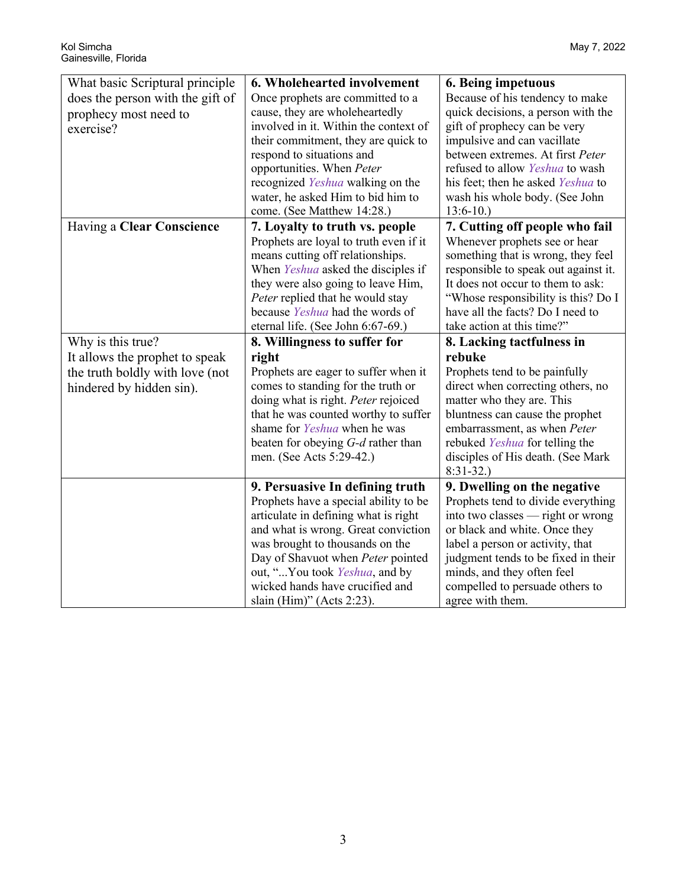| What basic Scriptural principle does the person with the gift of prophecy most need to exercise? | **6. Wholehearted involvement** Once prophets are committed to a cause, they are wholeheartedly involved in it. Within the context of their commitment, they are quick to respond to situations and opportunities. When *Peter* recognized *Yeshua* walking on the water, he asked Him to bid him to come. (See Matthew 14:28.) | **6. Being impetuous** Because of his tendency to make quick decisions, a person with the gift of prophecy can be very impulsive and can vacillate between extremes. At first *Peter* refused to allow *Yeshua* to wash his feet; then he asked *Yeshua* to wash his whole body. (See John 13:6-10.) |
|---|---|---|
| Having a **Clear Conscience** | **7. Loyalty to truth vs. people** Prophets are loyal to truth even if it means cutting off relationships. When *Yeshua* asked the disciples if they were also going to leave Him, *Peter* replied that he would stay because *Yeshua* had the words of eternal life. (See John 6:67-69.) | **7. Cutting off people who fail** Whenever prophets see or hear something that is wrong, they feel responsible to speak out against it. It does not occur to them to ask: "Whose responsibility is this? Do I have all the facts? Do I need to take action at this time?" |
| Why is this true? It allows the prophet to speak the truth boldly with love (not hindered by hidden sin). | **8. Willingness to suffer for right** Prophets are eager to suffer when it comes to standing for the truth or doing what is right. *Peter* rejoiced that he was counted worthy to suffer shame for *Yeshua* when he was beaten for obeying *G-d* rather than men. (See Acts 5:29-42.) | **8. Lacking tactfulness in rebuke** Prophets tend to be painfully direct when correcting others, no matter who they are. This bluntness can cause the prophet embarrassment, as when *Peter* rebuked *Yeshua* for telling the disciples of His death. (See Mark 8:31-32.) |
| | **9. Persuasive In defining truth** Prophets have a special ability to be articulate in defining what is right and what is wrong. Great conviction was brought to thousands on the Day of Shavuot when *Peter* pointed out, "...You took *Yeshua*, and by wicked hands have crucified and slain (Him)" (Acts 2:23). | **9. Dwelling on the negative** Prophets tend to divide everything into two classes — right or wrong or black and white. Once they label a person or activity, that judgment tends to be fixed in their minds, and they often feel compelled to persuade others to agree with them. |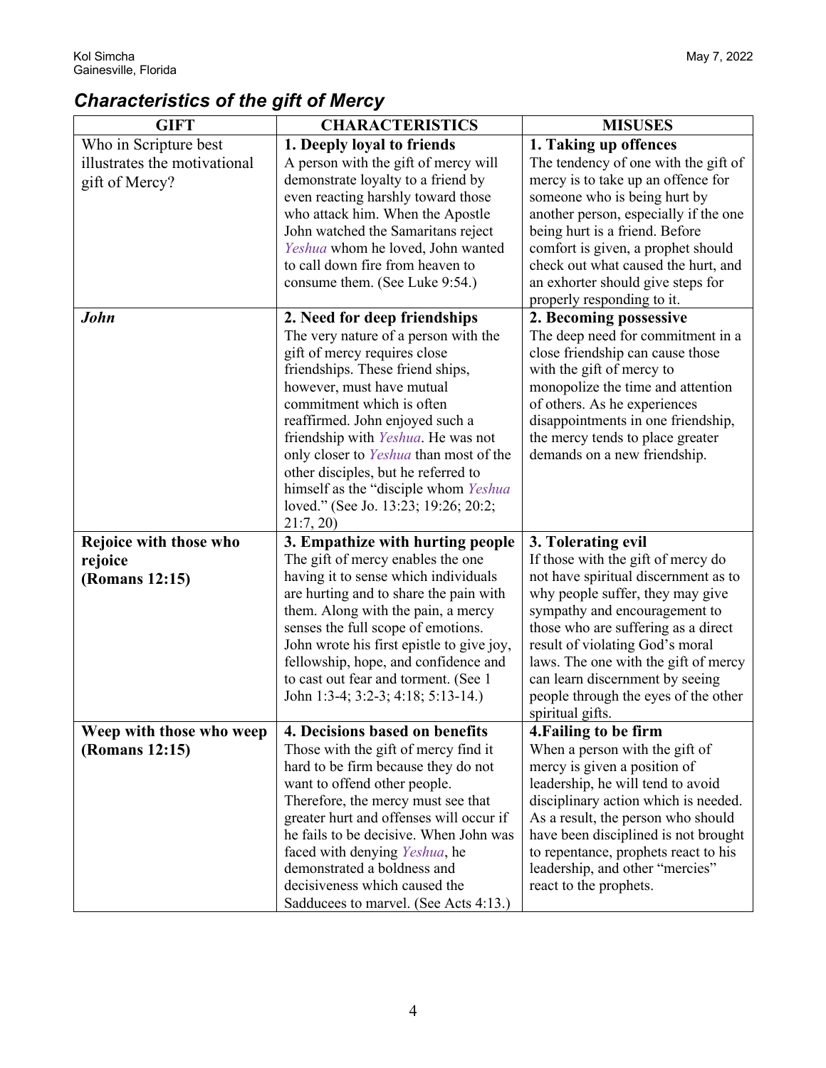## *Characteristics of the gift of Mercy*

| GIFT | CHARACTERISTICS | MISUSES |
|---|---|---|
| Who in Scripture best illustrates the motivational gift of Mercy? | **1. Deeply loyal to friends** A person with the gift of mercy will demonstrate loyalty to a friend by even reacting harshly toward those who attack him. When the Apostle John watched the Samaritans reject *Yeshua* whom he loved, John wanted to call down fire from heaven to consume them. (See Luke 9:54.) | **1. Taking up offences** The tendency of one with the gift of mercy is to take up an offence for someone who is being hurt by another person, especially if the one being hurt is a friend. Before comfort is given, a prophet should check out what caused the hurt, and an exhorter should give steps for properly responding to it. |
| ***John*** | **2. Need for deep friendships** The very nature of a person with the gift of mercy requires close friendships. These friend ships, however, must have mutual commitment which is often reaffirmed. John enjoyed such a friendship with *Yeshua*. He was not only closer to *Yeshua* than most of the other disciples, but he referred to himself as the "disciple whom *Yeshua* loved." (See Jo. 13:23; 19:26; 20:2; 21:7, 20) | **2. Becoming possessive** The deep need for commitment in a close friendship can cause those with the gift of mercy to monopolize the time and attention of others. As he experiences disappointments in one friendship, the mercy tends to place greater demands on a new friendship. |
| **Rejoice with those who rejoice (Romans 12:15)** | **3. Empathize with hurting people** The gift of mercy enables the one having it to sense which individuals are hurting and to share the pain with them. Along with the pain, a mercy senses the full scope of emotions. John wrote his first epistle to give joy, fellowship, hope, and confidence and to cast out fear and torment. (See 1 John 1:3-4; 3:2-3; 4:18; 5:13-14.) | **3. Tolerating evil** If those with the gift of mercy do not have spiritual discernment as to why people suffer, they may give sympathy and encouragement to those who are suffering as a direct result of violating God's moral laws. The one with the gift of mercy can learn discernment by seeing people through the eyes of the other spiritual gifts. |
| **Weep with those who weep (Romans 12:15)** | **4. Decisions based on benefits** Those with the gift of mercy find it hard to be firm because they do not want to offend other people. Therefore, the mercy must see that greater hurt and offenses will occur if he fails to be decisive. When John was faced with denying *Yeshua*, he demonstrated a boldness and decisiveness which caused the Sadducees to marvel. (See Acts 4:13.) | **4.Failing to be firm** When a person with the gift of mercy is given a position of leadership, he will tend to avoid disciplinary action which is needed. As a result, the person who should have been disciplined is not brought to repentance, prophets react to his leadership, and other "mercies" react to the prophets. |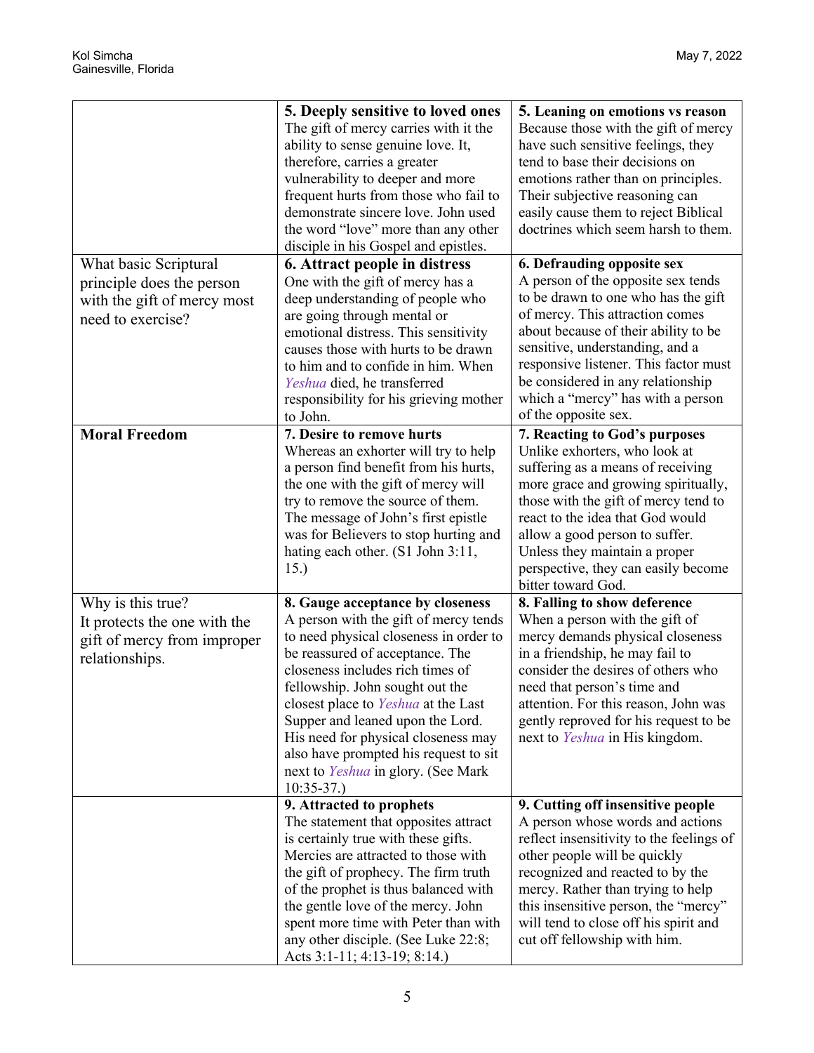| | | |
|---|---|---|
| | **5. Deeply sensitive to loved ones** The gift of mercy carries with it the ability to sense genuine love. It, therefore, carries a greater vulnerability to deeper and more frequent hurts from those who fail to demonstrate sincere love. John used the word "love" more than any other disciple in his Gospel and epistles. | **5. Leaning on emotions vs reason** Because those with the gift of mercy have such sensitive feelings, they tend to base their decisions on emotions rather than on principles. Their subjective reasoning can easily cause them to reject Biblical doctrines which seem harsh to them. |
| What basic Scriptural principle does the person with the gift of mercy most need to exercise? | **6. Attract people in distress** One with the gift of mercy has a deep understanding of people who are going through mental or emotional distress. This sensitivity causes those with hurts to be drawn to him and to confide in him. When *Yeshua* died, he transferred responsibility for his grieving mother to John. | **6. Defrauding opposite sex** A person of the opposite sex tends to be drawn to one who has the gift of mercy. This attraction comes about because of their ability to be sensitive, understanding, and a responsive listener. This factor must be considered in any relationship which a "mercy" has with a person of the opposite sex. |
| **Moral Freedom** | **7. Desire to remove hurts** Whereas an exhorter will try to help a person find benefit from his hurts, the one with the gift of mercy will try to remove the source of them. The message of John's first epistle was for Believers to stop hurting and hating each other. (S1 John 3:11, 15.) | **7. Reacting to God's purposes** Unlike exhorters, who look at suffering as a means of receiving more grace and growing spiritually, those with the gift of mercy tend to react to the idea that God would allow a good person to suffer. Unless they maintain a proper perspective, they can easily become bitter toward God. |
| Why is this true? It protects the one with the gift of mercy from improper relationships. | **8. Gauge acceptance by closeness** A person with the gift of mercy tends to need physical closeness in order to be reassured of acceptance. The closeness includes rich times of fellowship. John sought out the closest place to *Yeshua* at the Last Supper and leaned upon the Lord. His need for physical closeness may also have prompted his request to sit next to *Yeshua* in glory. (See Mark 10:35-37.) | **8. Falling to show deference** When a person with the gift of mercy demands physical closeness in a friendship, he may fail to consider the desires of others who need that person's time and attention. For this reason, John was gently reproved for his request to be next to *Yeshua* in His kingdom. |
| | **9. Attracted to prophets** The statement that opposites attract is certainly true with these gifts. Mercies are attracted to those with the gift of prophecy. The firm truth of the prophet is thus balanced with the gentle love of the mercy. John spent more time with Peter than with any other disciple. (See Luke 22:8; Acts 3:1-11; 4:13-19; 8:14.) | **9. Cutting off insensitive people** A person whose words and actions reflect insensitivity to the feelings of other people will be quickly recognized and reacted to by the mercy. Rather than trying to help this insensitive person, the "mercy" will tend to close off his spirit and cut off fellowship with him. |